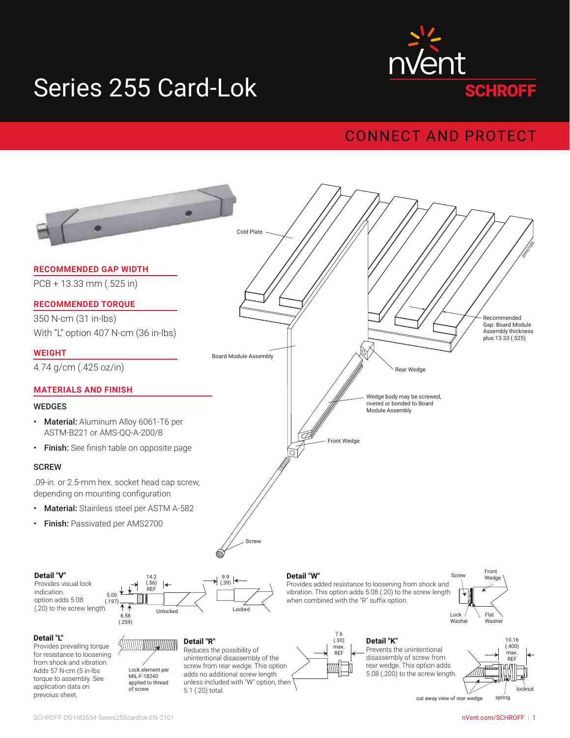# Series 255 Card-Lok

nVent SCHROFF

CONNECT AND PROTECT

## RECOMMENDED GAP WIDTH

PCB + 13.33 mm (.525 in)

## RECOMMENDED TORQUE

350 N-cm (31 in-lbs)

With "L" option 407 N-cm (36 in-lbs)

## WEIGHT

4.74 g/cm (.425 oz/in)

## MATERIALS AND FINISH

### WEDGES

- **Material:** Aluminum Alloy 6061-T6 per ASTM-B221 or AMS-QQ-A-200/8
- **Finish:** See finish table on opposite page

### SCREW

.09-in. or 2.5-mm hex. socket head cap screw, depending on mounting configuration

- **Material:** Stainless steel per ASTM A-582
- **Finish:** Passivated per AMS2700

Cold Plate

Board Module Assembly

Recommended Gap: Board Module Assembly thickness plus 13.33 (.525)

Rear Wedge

Wedge body may be screwed, riveted or bonded to Board Module Assembly

Front Wedge

Screw

**Detail "V"**
Provides visual lock indication. option adds 5.08 (.20) to the screw length.

14.2 (.56) REF; 5.00 (.197); 6.58 (.259); Unlocked; 9.9 (.39); Locked

**Detail "W"**
Provides added resistance to loosening from shock and vibration. This option adds 5.08 (.20) to the screw length when combined with the "R" suffix option.

Screw; Front Wedge; Lock Washer; Flat Washer

**Detail "L"**
Provides prevailing torque for resistance to loosening from shock and vibration. Adds 57 N-cm (5 in-lbs) torque to assembly. See application data on prevous sheet.

Lock element per MIL-F-18240 applied to thread of screw

**Detail "R"**
Reduces the possibility of unintentional disassembly of the screw from rear wedge. This option adds no additional screw length unless included with "W" option, then 5.1 (.20) total.

7.6 (.30) max. REF

**Detail "K"**
Prevents the unintentional disassembly of screw from rear wedge. This option adds 5.08 (.200) to the screw length.

10.16 (.400) max. REF; locknut; spring; cut away view of rear wedge

SCHROFF-DS-H82654-Series255cardlok-EN-2101

nVent.com/SCHROFF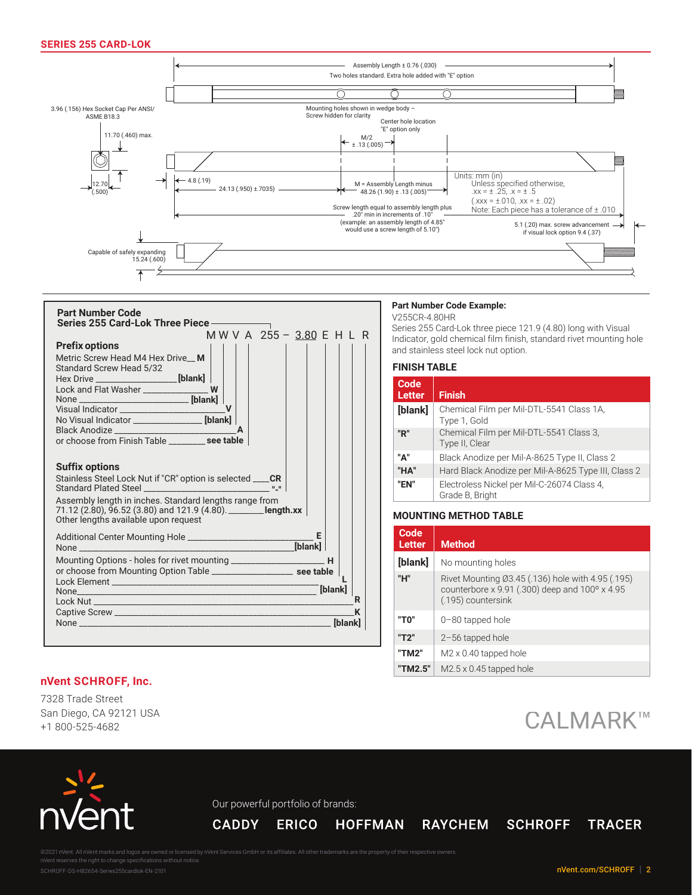## SERIES 255 CARD-LOK

Assembly Length ± 0.76 (.030)

Two holes standard. Extra hole added with "E" option

3.96 (.156) Hex Socket Cap Per ANSI/ ASME B18.3

Mounting holes shown in wedge body – Screw hidden for clarity

Center hole location "E" option only

11.70 (.460) max.

M/2 ± .13 (.005)

12.70 (.500)

4.8 (.19)

24.13 (.950) ±.7035)

M = Assembly Length minus 48.26 (1.90) ± .13 (.005)

Units: mm (in)
Unless specified otherwise,
.xx = ± .25, .x = ± .5
(.xxx = ±.010, .xx = ± .02)
Note: Each piece has a tolerance of ± .010

Screw length equal to assembly length plus .20" min in increments of .10" (example: an assembly length of 4.85" would use a screw length of 5.10")

5.1 (.20) max. screw advancement if visual lock option 9.4 (.37)

Capable of safely expanding 15.24 (.600)

### Part Number Code
### Series 255 Card-Lok Three Piece

M W V A 255 – 3.80 E H L R

**Prefix options**

- Metric Screw Head M4 Hex Drive __ **M**
- Standard Screw Head 5/32
- Hex Drive __ **[blank]**
- Lock and Flat Washer __ **W**
- None __ **[blank]**
- Visual Indicator __ **V**
- No Visual Indicator __ **[blank]**
- Black Anodize __ **A**
- or choose from Finish Table __ **see table**

**Suffix options**

- Stainless Steel Lock Nut if "CR" option is selected __ **CR**
- Standard Plated Steel __ **"-"**
- Assembly length in inches. Standard lengths range from 71.12 (2.80), 96.52 (3.80) and 121.9 (4.80). __ **length.xx**
  Other lengths available upon request
- Additional Center Mounting Hole __ **E**
- None __ **[blank]**
- Mounting Options - holes for rivet mounting __ **H**
- or choose from Mounting Option Table __ **see table**
- Lock Element __ **L**
- None __ **[blank]**
- Lock Nut __ **R**
- Captive Screw __ **K**
- None __ **[blank]**

### Part Number Code Example:

V255CR-4.80HR

Series 255 Card-Lok three piece 121.9 (4.80) long with Visual Indicator, gold chemical film finish, standard rivet mounting hole and stainless steel lock nut option.

### FINISH TABLE

| Code Letter | Finish |
|---|---|
| [blank] | Chemical Film per Mil-DTL-5541 Class 1A, Type 1, Gold |
| "R" | Chemical Film per Mil-DTL-5541 Class 3, Type II, Clear |
| "A" | Black Anodize per Mil-A-8625 Type II, Class 2 |
| "HA" | Hard Black Anodize per Mil-A-8625 Type III, Class 2 |
| "EN" | Electroless Nickel per Mil-C-26074 Class 4, Grade B, Bright |

### MOUNTING METHOD TABLE

| Code Letter | Method |
|---|---|
| [blank] | No mounting holes |
| "H" | Rivet Mounting Ø3.45 (.136) hole with 4.95 (.195) counterbore x 9.91 (.300) deep and 100º x 4.95 (.195) countersink |
| "T0" | 0–80 tapped hole |
| "T2" | 2–56 tapped hole |
| "TM2" | M2 x 0.40 tapped hole |
| "TM2.5" | M2.5 x 0.45 tapped hole |

**nVent SCHROFF, Inc.**

7328 Trade Street
San Diego, CA 92121 USA
+1 800-525-4682

CALMARK™

Our powerful portfolio of brands:

CADDY ERICO HOFFMAN RAYCHEM SCHROFF TRACER

©2021 nVent. All nVent marks and logos are owned or licensed by nVent Services GmbH or its affiliates. All other trademarks are the property of their respective owners. nVent reserves the right to change specifications without notice.

SCHROFF-DS-H82654-Series255cardlok-EN-2101

nVent.com/SCHROFF